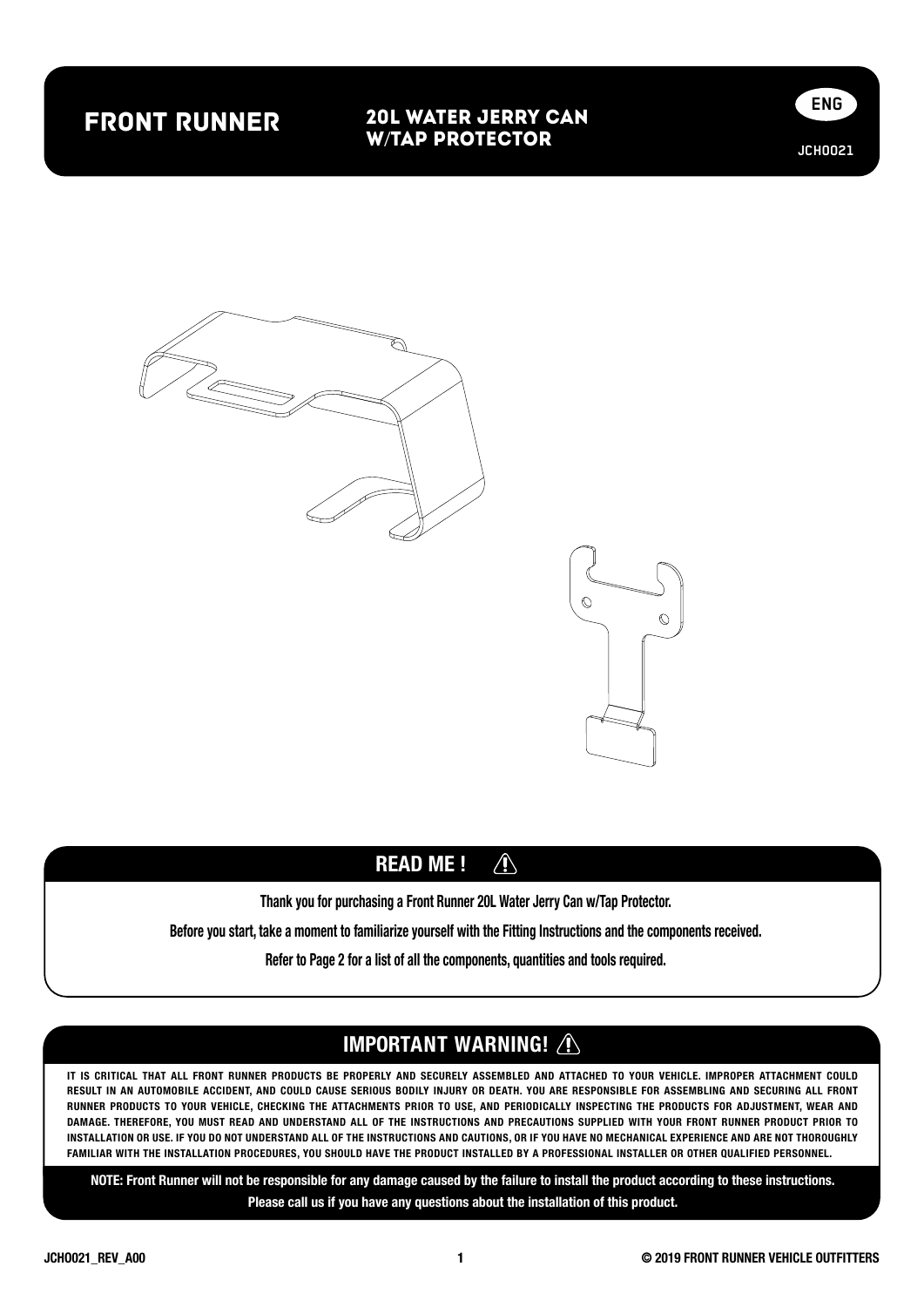# FRONT RUNNER

## 20L WATER JERRY CAN W/TAP PROTECTOR

ENG

JCHO021

## READ ME !

**Thank you for purchasing a Front Runner 20L Water Jerry Can w/Tap Protector.**

**Before you start, take a moment to familiarize yourself with the Fitting Instructions and the components received.**

**Refer to Page 2 for a list of all the components, quantities and tools required.**

## IMPORTANT WARNING!

IT IS CRITICAL THAT ALL FRONT RUNNER PRODUCTS BE PROPERLY AND SECURELY ASSEMBLED AND ATTACHED TO YOUR VEHICLE. IMPROPER ATTACHMENT COULD RESULT IN AN AUTOMOBILE ACCIDENT, AND COULD CAUSE SERIOUS BODILY INJURY OR DEATH. YOU ARE RESPONSIBLE FOR ASSEMBLING AND SECURING ALL FRONT RUNNER PRODUCTS TO YOUR VEHICLE, CHECKING THE ATTACHMENTS PRIOR TO USE, AND PERIODICALLY INSPECTING THE PRODUCTS FOR ADJUSTMENT, WEAR AND DAMAGE. THEREFORE, YOU MUST READ AND UNDERSTAND ALL OF THE INSTRUCTIONS AND PRECAUTIONS SUPPLIED WITH YOUR FRONT RUNNER PRODUCT PRIOR TO INSTALLATION OR USE. IF YOU DO NOT UNDERSTAND ALL OF THE INSTRUCTIONS AND CAUTIONS, OR IF YOU HAVE NO MECHANICAL EXPERIENCE AND ARE NOT THOROUGHLY FAMILIAR WITH THE INSTALLATION PROCEDURES, YOU SHOULD HAVE THE PRODUCT INSTALLED BY A PROFESSIONAL INSTALLER OR OTHER QUALIFIED PERSONNEL.

**NOTE: Front Runner will not be responsible for any damage caused by the failure to install the product according to these instructions.**
**Please call us if you have any questions about the installation of this product.**

JCHO021_REV_A00

© 2019 FRONT RUNNER VEHICLE OUTFITTERS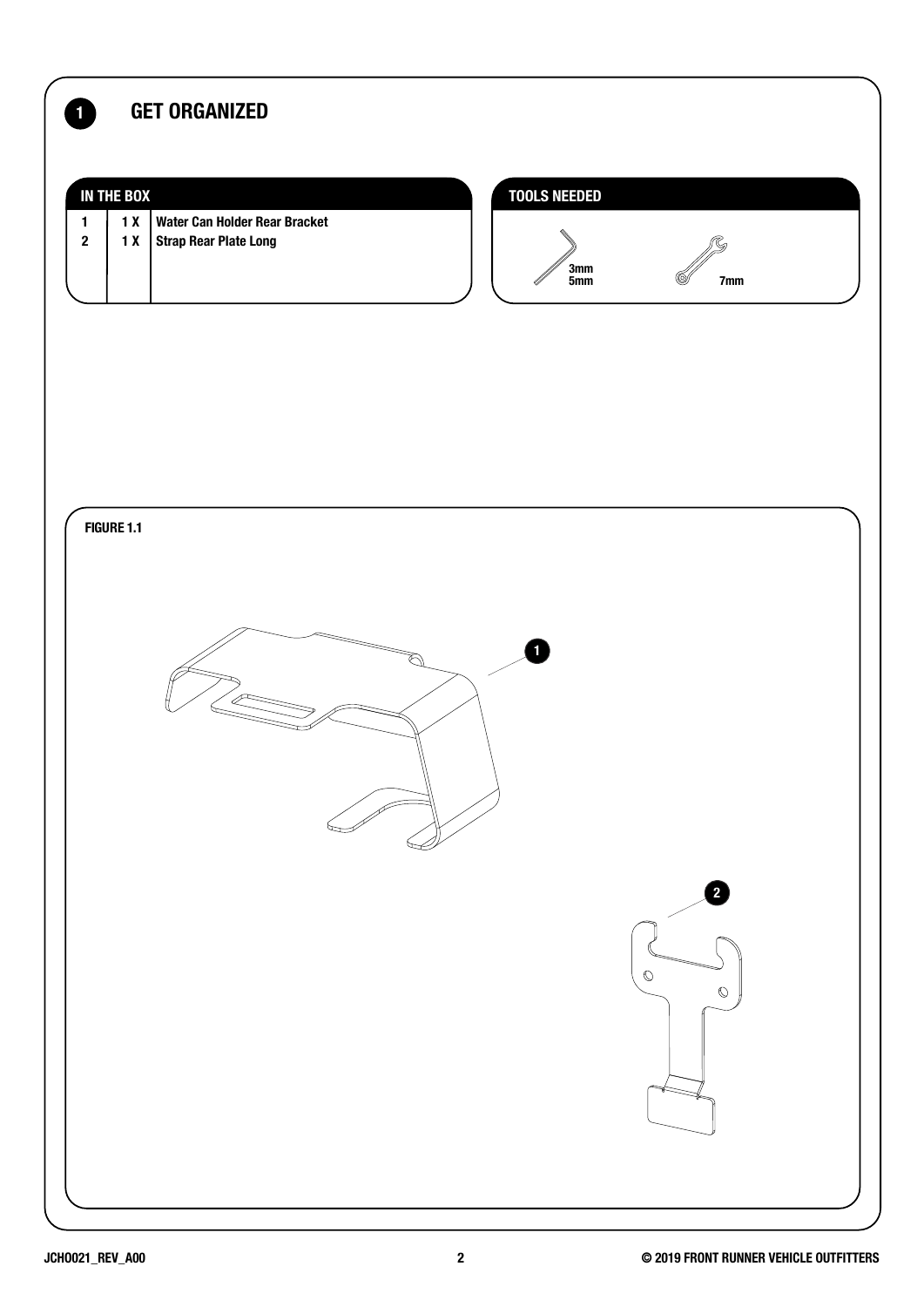# 1 GET ORGANIZED

| IN THE BOX | | |
|---|---|---|
| 1 | 1 X | Water Can Holder Rear Bracket |
| 2 | 1 X | Strap Rear Plate Long |

**TOOLS NEEDED**

3mm
5mm

7mm

**FIGURE 1.1**

1

2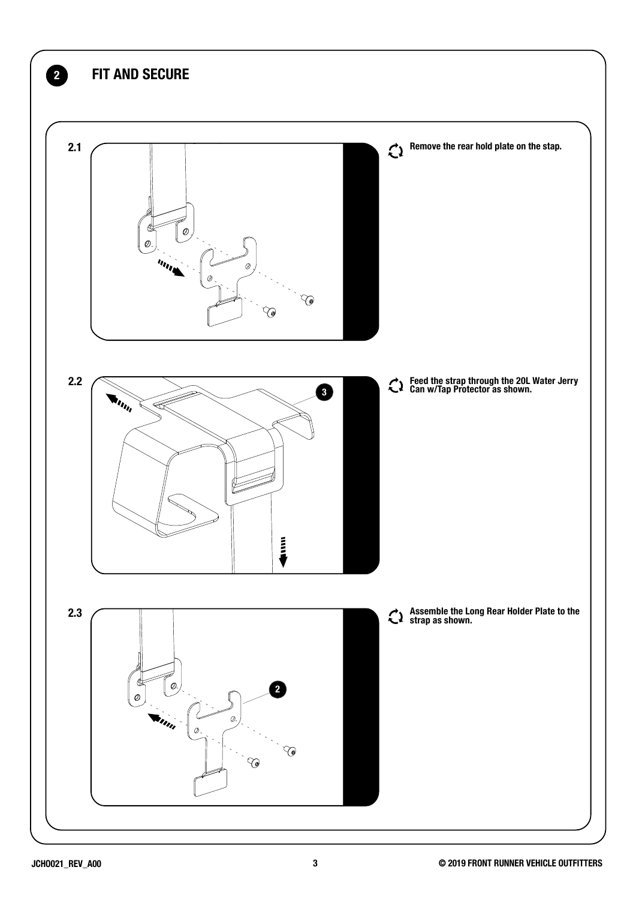## 2 FIT AND SECURE

**2.1**

**Remove the rear hold plate on the stap.**

**2.2**

**Feed the strap through the 20L Water Jerry Can w/Tap Protector as shown.**

**2.3**

**Assemble the Long Rear Holder Plate to the strap as shown.**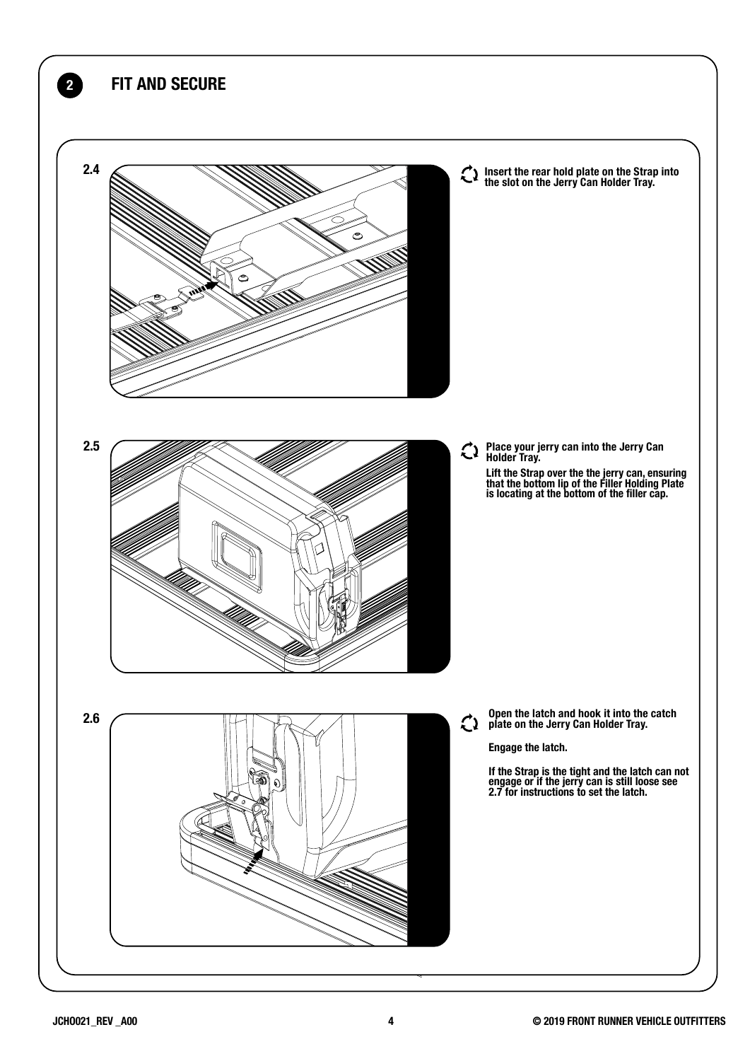## 2 FIT AND SECURE

**2.4**

**Insert the rear hold plate on the Strap into the slot on the Jerry Can Holder Tray.**

**2.5**

**Place your jerry can into the Jerry Can Holder Tray.**

**Lift the Strap over the the jerry can, ensuring that the bottom lip of the Filler Holding Plate is locating at the bottom of the filler cap.**

**2.6**

**Open the latch and hook it into the catch plate on the Jerry Can Holder Tray.**

**Engage the latch.**

**If the Strap is the tight and the latch can not engage or if the jerry can is still loose see 2.7 for instructions to set the latch.**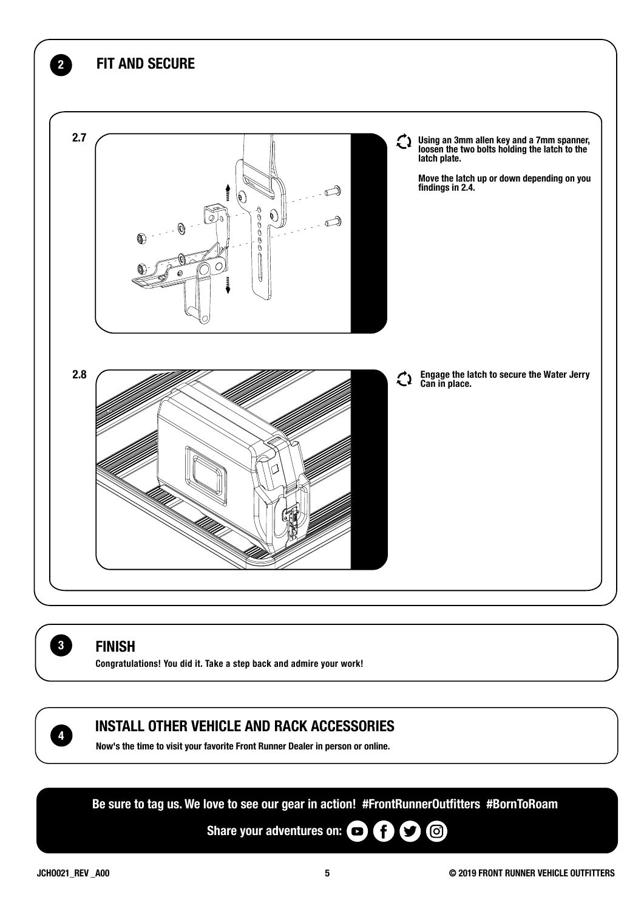## 2 FIT AND SECURE

**2.7**

**Using an 3mm allen key and a 7mm spanner, loosen the two bolts holding the latch to the latch plate.**

**Move the latch up or down depending on you findings in 2.4.**

**2.8**

**Engage the latch to secure the Water Jerry Can in place.**

## 3 FINISH

**Congratulations! You did it. Take a step back and admire your work!**

## 4 INSTALL OTHER VEHICLE AND RACK ACCESSORIES

**Now's the time to visit your favorite Front Runner Dealer in person or online.**

**Be sure to tag us. We love to see our gear in action! #FrontRunnerOutfitters #BornToRoam**

**Share your adventures on:**

JCHO021_REV _A00

© 2019 FRONT RUNNER VEHICLE OUTFITTERS